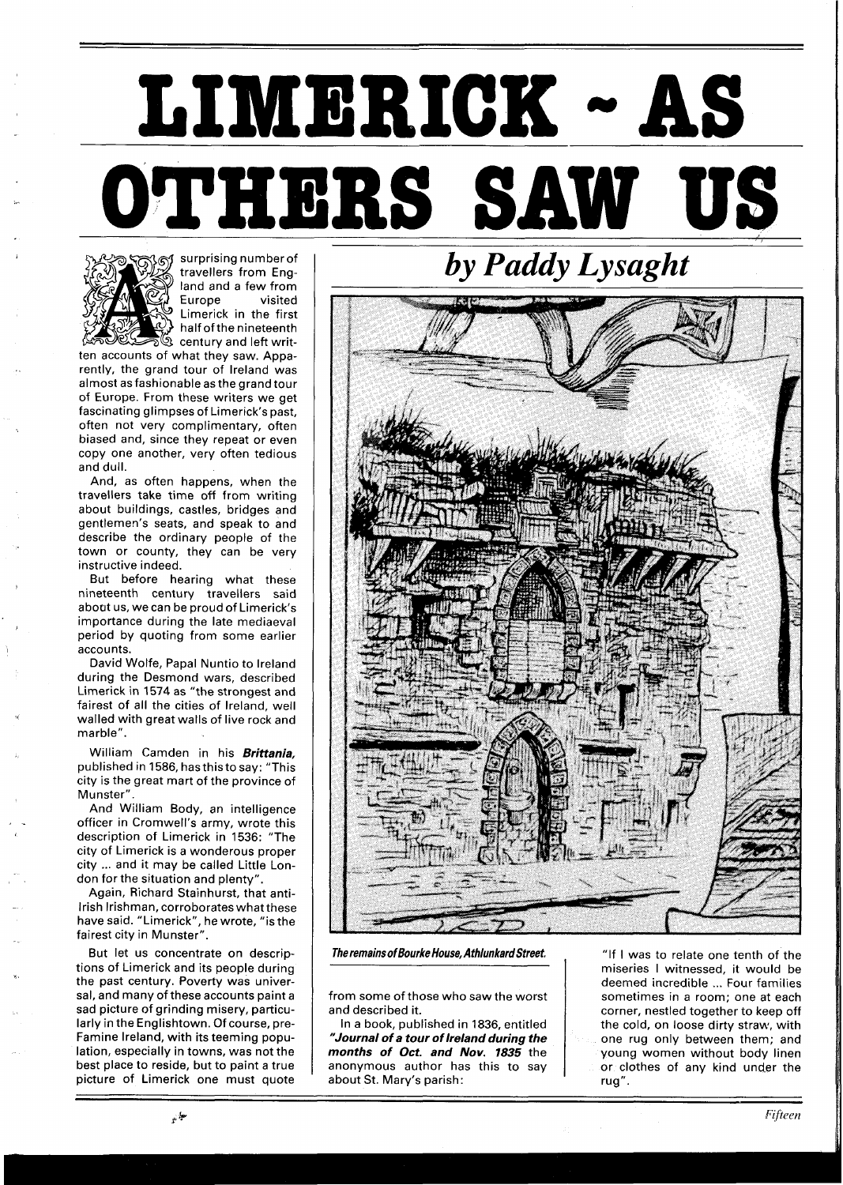# LIMERICK ~ AS OTHERS SAW US

### *by Paddy Lysaght*

A surprising number of travellers from England and a few from Europe visited Limerick in the first half of the nineteenth century and left written accounts of what they saw. Apparently, the grand tour of Ireland was almost as fashionable as the grand tour of Europe. From these writers we get fascinating glimpses of Limerick's past, often not very complimentary, often biased and, since they repeat or even copy one another, very often tedious and dull.

And, as often happens, when the travellers take time off from writing about buildings, castles, bridges and gentlemen's seats, and speak to and describe the ordinary people of the town or county, they can be very instructive indeed.

But before hearing what these nineteenth century travellers said about us, we can be proud of Limerick's importance during the late mediaeval period by quoting from some earlier accounts.

David Wolfe, Papal Nuntio to Ireland during the Desmond wars, described Limerick in 1574 as "the strongest and fairest of all the cities of Ireland, well walled with great walls of live rock and marble".

William Camden in his ***Brittania,*** published in 1586, has this to say: "This city is the great mart of the province of Munster".

And William Body, an intelligence officer in Cromwell's army, wrote this description of Limerick in 1536: "The city of Limerick is a wonderous proper city ... and it may be called Little London for the situation and plenty".

Again, Richard Stainhurst, that anti-Irish Irishman, corroborates what these have said. "Limerick", he wrote, "is the fairest city in Munster".

But let us concentrate on descriptions of Limerick and its people during the past century. Poverty was universal, and many of these accounts paint a sad picture of grinding misery, particularly in the Englishtown. Of course, pre-Famine Ireland, with its teeming population, especially in towns, was not the best place to reside, but to paint a true picture of Limerick one must quote from some of those who saw the worst and described it.

*The remains of Bourke House, Athlunkard Street.*

In a book, published in 1836, entitled ***"Journal of a tour of Ireland during the months of Oct. and Nov. 1835*** the anonymous author has this to say about St. Mary's parish:

"If I was to relate one tenth of the miseries I witnessed, it would be deemed incredible ... Four families sometimes in a room; one at each corner, nestled together to keep off the cold, on loose dirty straw, with one rug only between them; and young women without body linen or clothes of any kind under the rug".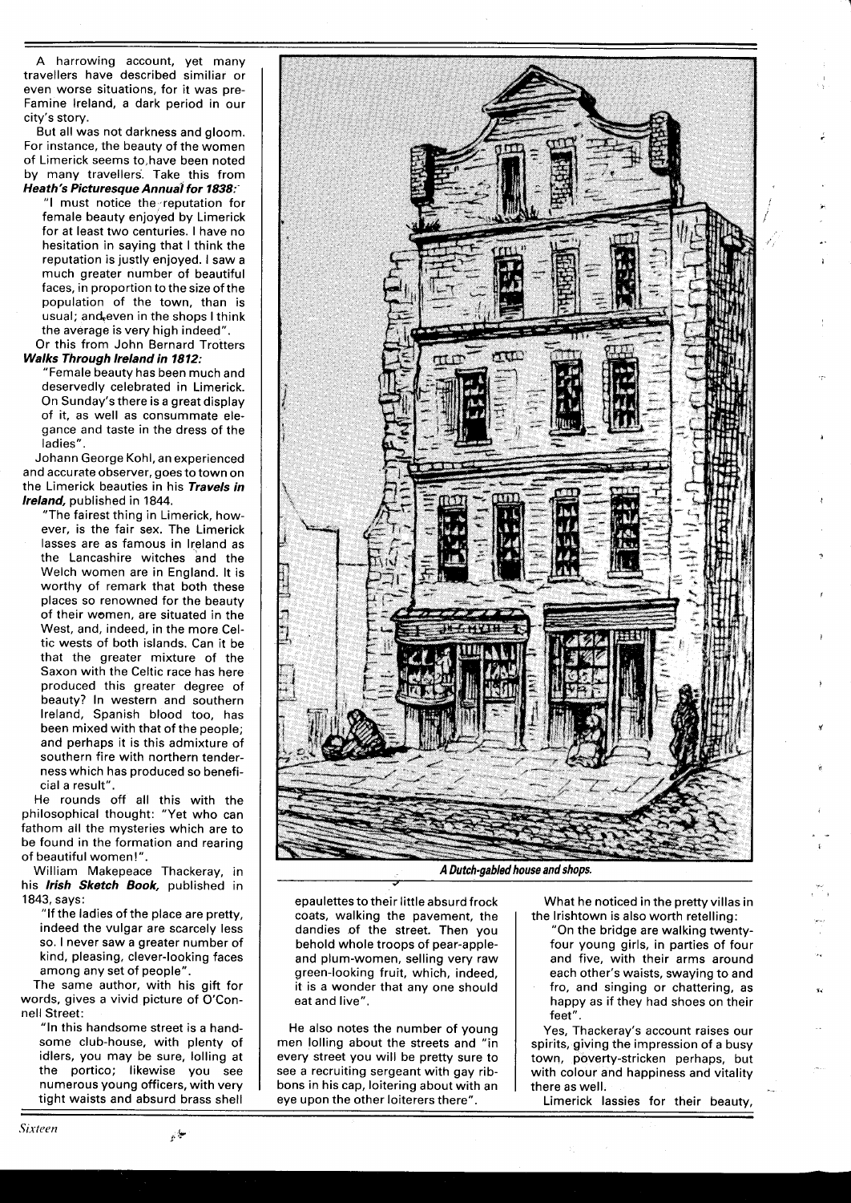A harrowing account, yet many travellers have described similiar or even worse situations, for it was pre-Famine Ireland, a dark period in our city's story.

But all was not darkness and gloom. For instance, the beauty of the women of Limerick seems to have been noted by many travellers. Take this from ***Heath's Picturesque Annual for 1838:***

> "I must notice the reputation for female beauty enjoyed by Limerick for at least two centuries. I have no hesitation in saying that I think the reputation is justly enjoyed. I saw a much greater number of beautiful faces, in proportion to the size of the population of the town, than is usual; and even in the shops I think the average is very high indeed".

Or this from John Bernard Trotters ***Walks Through Ireland in 1812:***

> "Female beauty has been much and deservedly celebrated in Limerick. On Sunday's there is a great display of it, as well as consummate elegance and taste in the dress of the ladies".

Johann George Kohl, an experienced and accurate observer, goes to town on the Limerick beauties in his ***Travels in Ireland,*** published in 1844.

> "The fairest thing in Limerick, however, is the fair sex. The Limerick lasses are as famous in Ireland as the Lancashire witches and the Welch women are in England. It is worthy of remark that both these places so renowned for the beauty of their women, are situated in the West, and, indeed, in the more Celtic wests of both islands. Can it be that the greater mixture of the Saxon with the Celtic race has here produced this greater degree of beauty? In western and southern Ireland, Spanish blood too, has been mixed with that of the people; and perhaps it is this admixture of southern fire with northern tenderness which has produced so beneficial a result".

He rounds off all this with the philosophical thought: "Yet who can fathom all the mysteries which are to be found in the formation and rearing of beautiful women!".

William Makepeace Thackeray, in his ***Irish Sketch Book,*** published in 1843, says:

> "If the ladies of the place are pretty, indeed the vulgar are scarcely less so. I never saw a greater number of kind, pleasing, clever-looking faces among any set of people".

The same author, with his gift for words, gives a vivid picture of O'Connell Street:

> "In this handsome street is a handsome club-house, with plenty of idlers, you may be sure, lolling at the portico; likewise you see numerous young officers, with very tight waists and absurd brass shell epaulettes to their little absurd frock coats, walking the pavement, the dandies of the street. Then you behold whole troops of pear-apple- and plum-women, selling very raw green-looking fruit, which, indeed, it is a wonder that any one should eat and live".

***A Dutch-gabled house and shops.***

He also notes the number of young men lolling about the streets and "in every street you will be pretty sure to see a recruiting sergeant with gay ribbons in his cap, loitering about with an eye upon the other loiterers there".

What he noticed in the pretty villas in the Irishtown is also worth retelling:

> "On the bridge are walking twenty-four young girls, in parties of four and five, with their arms around each other's waists, swaying to and fro, and singing or chattering, as happy as if they had shoes on their feet".

Yes, Thackeray's account raises our spirits, giving the impression of a busy town, poverty-stricken perhaps, but with colour and happiness and vitality there as well.

Limerick lassies for their beauty,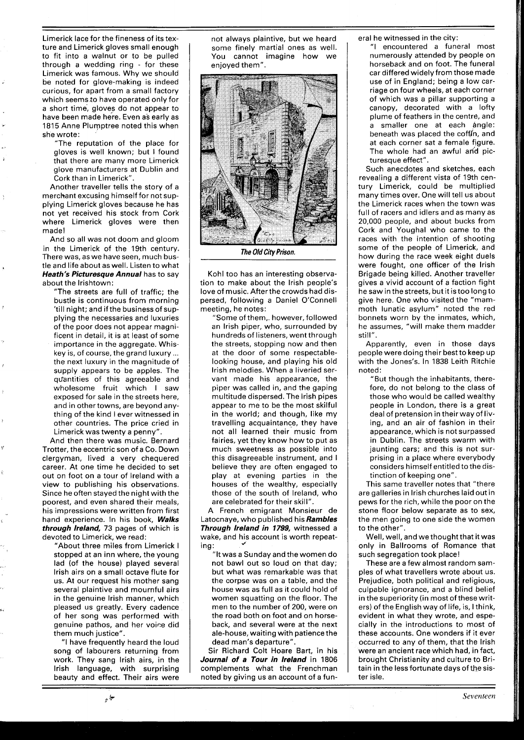Limerick lace for the fineness of its texture and Limerick gloves small enough to fit into a walnut or to be pulled through a wedding ring - for these Limerick was famous. Why we should be noted for glove-making is indeed curious, for apart from a small factory which seems to have operated only for a short time, gloves do not appear to have been made here. Even as early as 1815 Anne Plumptree noted this when she wrote:

"The reputation of the place for gloves is well known; but I found that there are many more Limerick glove manufacturers at Dublin and Cork than in Limerick".

Another traveller tells the story of a merchant excusing himself for not supplying Limerick gloves because he has not yet received his stock from Cork where Limerick gloves were then made!

And so all was not doom and gloom in the Limerick of the 19th century. There was, as we have seen, much bustle and life about as well. Listen to what ***Heath's Picturesque Annual*** has to say about the Irishtown:

"The streets are full of traffic; the bustle is continuous from morning 'till night; and if the business of supplying the necessaries and luxuries of the poor does not appear magnificent in detail, it is at least of some importance in the aggregate. Whiskey is, of course, the grand luxury ... the next luxury in the magnitude of supply appears to be apples. The quantities of this agreeable and wholesome fruit which I saw exposed for sale in the streets here, and in other towns, are beyond anything of the kind I ever witnessed in other countries. The price cried in Limerick was twenty a penny".

And then there was music. Bernard Trotter, the eccentric son of a Co. Down clergyman, lived a very chequered career. At one time he decided to set out on foot on a tour of Ireland with a view to publishing his observations. Since he often stayed the night with the poorest, and even shared their meals, his impressions were written from first hand experience. In his book, ***Walks through Ireland,*** 73 pages of which is devoted to Limerick, we read:

"About three miles from Limerick I stopped at an inn where, the young lad (of the house) played several Irish airs on a small octave flute for us. At our request his mother sang several plaintive and mournful airs in the genuine Irish manner, which pleased us greatly. Every cadence of her song was performed with genuine pathos, and her voice did them much justice".

"I have frequently heard the loud song of labourers returning from work. They sang Irish airs, in the Irish language, with surprising beauty and effect. Their airs were not always plaintive, but we heard some finely martial ones as well. You cannot imagine how we enjoyed them".

***The Old City Prison.***

Kohl too has an interesting observation to make about the Irish people's love of music. After the crowds had dispersed, following a Daniel O'Connell meeting, he notes:

"Some of them, however, followed an Irish piper, who, surrounded by hundreds of listeners, went through the streets, stopping now and then at the door of some respectable-looking house, and playing his old Irish melodies. When a liveried servant made his appearance, the piper was called in, and the gaping multitude dispersed. The Irish pipes appear to me to be the most skilful in the world; and though, like my travelling acquaintance, they have not all learned their music from fairies, yet they know how to put as much sweetness as possible into this disagreeable instrument, and I believe they are often engaged to play at evening parties in the houses of the wealthy, especially those of the south of Ireland, who are celebrated for their skill".

A French emigrant Monsieur de Latocnaye, who published his ***Rambles Through Ireland in 1799,*** witnessed a wake, and his account is worth repeating:

"It was a Sunday and the women do not bawl out so loud on that day; but what was remarkable was that the corpse was on a table, and the house was as full as it could hold of women squatting on the floor. The men to the number of 200, were on the road both on foot and on horseback, and several were at the next ale-house, waiting with patience the dead man's departure".

Sir Richard Colt Hoare Bart, in his ***Journal of a Tour in Ireland*** in 1806 complements what the Frenchman noted by giving us an account of a funeral he witnessed in the city:

"I encountered a funeral most numerously attended by people on horseback and on foot. The funeral car differed widely from those made use of in England; being a low carriage on four wheels, at each corner of which was a pillar supporting a canopy, decorated with a lofty plume of feathers in the centre, and a smaller one at each angle: beneath was placed the coffin, and at each corner sat a female figure. The whole had an awful and picturesque effect".

Such anecdotes and sketches, each revealing a different vista of 19th century Limerick, could be multiplied many times over. One will tell us about the Limerick races when the town was full of racers and idlers and as many as 20,000 people, and about bucks from Cork and Youghal who came to the races with the intention of shooting some of the people of Limerick, and how during the race week eight duels were fought, one officer of the Irish Brigade being killed. Another traveller gives a vivid account of a faction fight he saw in the streets, but it is too long to give here. One who visited the "mammoth lunatic asylum" noted the red bonnets worn by the inmates, which, he assumes, "will make them madder still".

Apparently, even in those days people were doing their best to keep up with the Jones's. In 1838 Leith Ritchie noted:

"But though the inhabitants, therefore, do not belong to the class of those who would be called wealthy people in London, there is a great deal of pretension in their way of living, and an air of fashion in their appearance, which is not surpassed in Dublin. The streets swarm with jaunting cars; and this is not surprising in a place where everybody considers himself entitled to the distinction of keeping one".

This same traveller notes that "there are galleries in Irish churches laid out in pews for the rich, while the poor on the stone floor below separate as to sex, the men going to one side the women to the other".

Well, well, and we thought that it was only in Ballrooms of Romance that such segregation took place!

These are a few almost random samples of what travellers wrote about us. Prejudice, both political and religious, culpable ignorance, and a blind belief in the superiority (in most of these writers) of the English way of life, is, I think, evident in what they wrote, and especially in the introductions to most of these accounts. One wonders if it ever occurred to any of them, that the Irish were an ancient race which had, in fact, brought Christianity and culture to Britain in the less fortunate days of the sister isle.